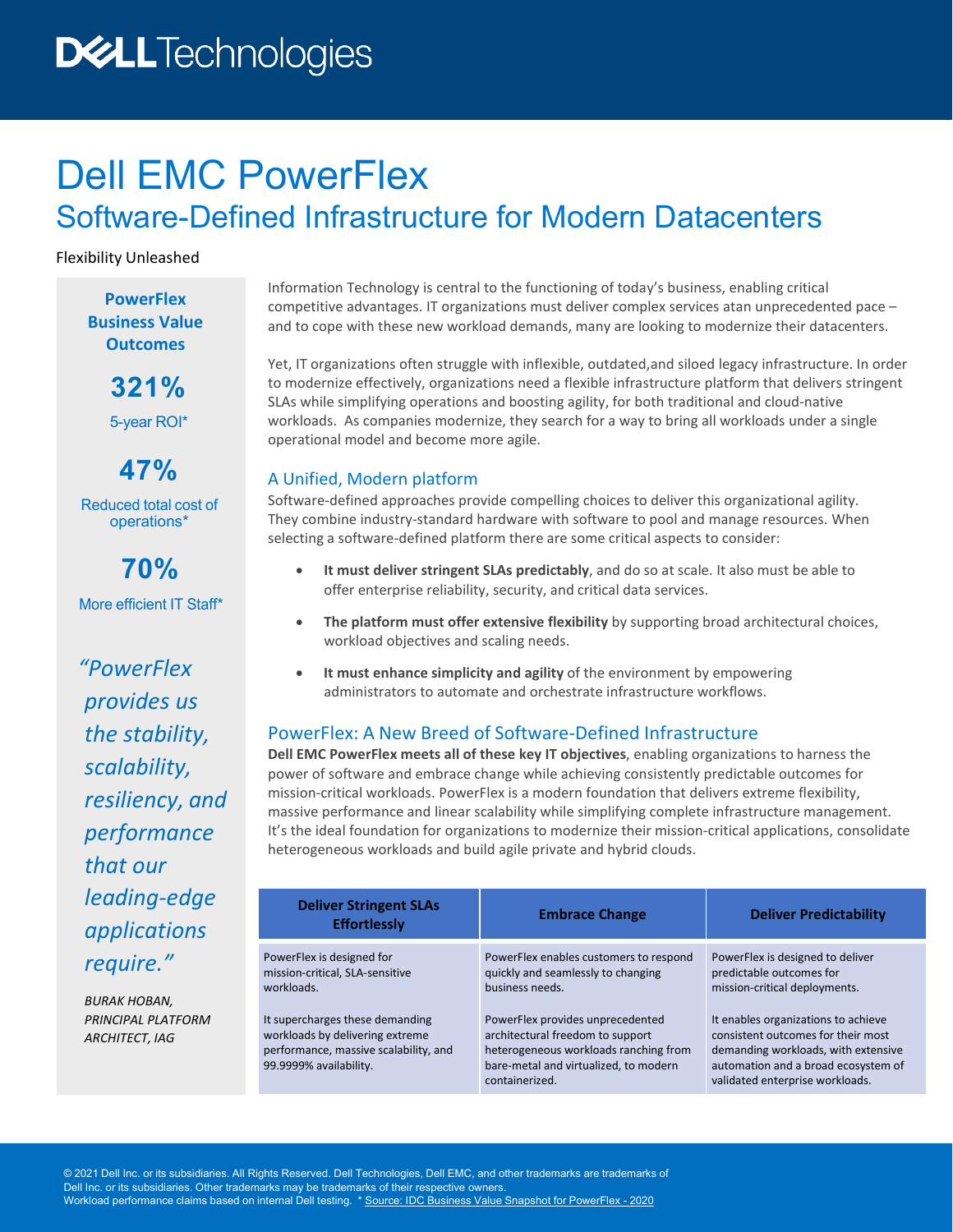# Dell EMC PowerFlex

## Software-Defined Infrastructure for Modern Datacenters

Flexibility Unleashed

**PowerFlex Business Value Outcomes**

**321%**
5-year ROI*

**47%**
Reduced total cost of operations*

**70%**
More efficient IT Staff*

*"PowerFlex provides us the stability, scalability, resiliency, and performance that our leading-edge applications require."*

*BURAK HOBAN, PRINCIPAL PLATFORM ARCHITECT, IAG*

Information Technology is central to the functioning of today's business, enabling critical competitive advantages. IT organizations must deliver complex services atan unprecedented pace – and to cope with these new workload demands, many are looking to modernize their datacenters.

Yet, IT organizations often struggle with inflexible, outdated,and siloed legacy infrastructure. In order to modernize effectively, organizations need a flexible infrastructure platform that delivers stringent SLAs while simplifying operations and boosting agility, for both traditional and cloud-native workloads. As companies modernize, they search for a way to bring all workloads under a single operational model and become more agile.

### A Unified, Modern platform

Software-defined approaches provide compelling choices to deliver this organizational agility. They combine industry-standard hardware with software to pool and manage resources. When selecting a software-defined platform there are some critical aspects to consider:

- **It must deliver stringent SLAs predictably**, and do so at scale. It also must be able to offer enterprise reliability, security, and critical data services.
- **The platform must offer extensive flexibility** by supporting broad architectural choices, workload objectives and scaling needs.
- **It must enhance simplicity and agility** of the environment by empowering administrators to automate and orchestrate infrastructure workflows.

### PowerFlex: A New Breed of Software-Defined Infrastructure

**Dell EMC PowerFlex meets all of these key IT objectives**, enabling organizations to harness the power of software and embrace change while achieving consistently predictable outcomes for mission-critical workloads. PowerFlex is a modern foundation that delivers extreme flexibility, massive performance and linear scalability while simplifying complete infrastructure management. It's the ideal foundation for organizations to modernize their mission-critical applications, consolidate heterogeneous workloads and build agile private and hybrid clouds.

| Deliver Stringent SLAs Effortlessly | Embrace Change | Deliver Predictability |
|---|---|---|
| PowerFlex is designed for mission-critical, SLA-sensitive workloads.<br><br>It supercharges these demanding workloads by delivering extreme performance, massive scalability, and 99.9999% availability. | PowerFlex enables customers to respond quickly and seamlessly to changing business needs.<br><br>PowerFlex provides unprecedented architectural freedom to support heterogeneous workloads ranching from bare-metal and virtualized, to modern containerized. | PowerFlex is designed to deliver predictable outcomes for mission-critical deployments.<br><br>It enables organizations to achieve consistent outcomes for their most demanding workloads, with extensive automation and a broad ecosystem of validated enterprise workloads. |

© 2021 Dell Inc. or its subsidiaries. All Rights Reserved. Dell Technologies, Dell EMC, and other trademarks are trademarks of Dell Inc. or its subsidiaries. Other trademarks may be trademarks of their respective owners.
Workload performance claims based on internal Dell testing. * Source: IDC Business Value Snapshot for PowerFlex - 2020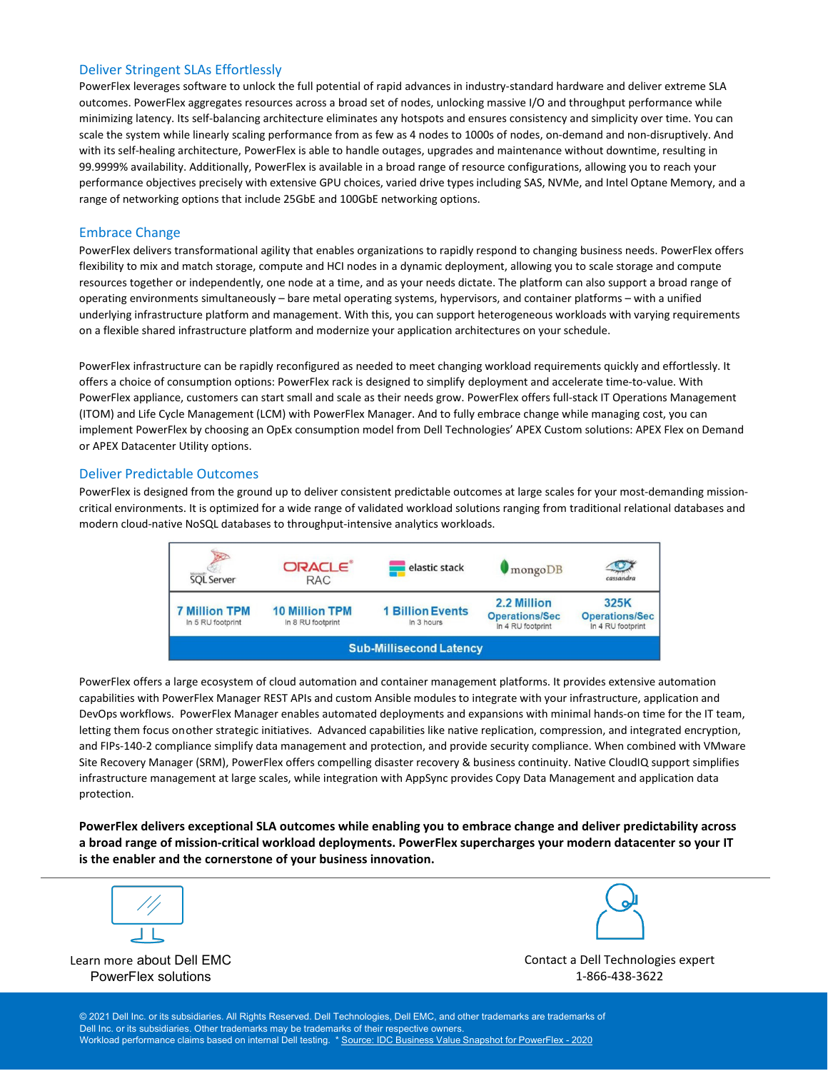## Deliver Stringent SLAs Effortlessly

PowerFlex leverages software to unlock the full potential of rapid advances in industry-standard hardware and deliver extreme SLA outcomes. PowerFlex aggregates resources across a broad set of nodes, unlocking massive I/O and throughput performance while minimizing latency. Its self-balancing architecture eliminates any hotspots and ensures consistency and simplicity over time. You can scale the system while linearly scaling performance from as few as 4 nodes to 1000s of nodes, on-demand and non-disruptively. And with its self-healing architecture, PowerFlex is able to handle outages, upgrades and maintenance without downtime, resulting in 99.9999% availability. Additionally, PowerFlex is available in a broad range of resource configurations, allowing you to reach your performance objectives precisely with extensive GPU choices, varied drive types including SAS, NVMe, and Intel Optane Memory, and a range of networking options that include 25GbE and 100GbE networking options.

## Embrace Change

PowerFlex delivers transformational agility that enables organizations to rapidly respond to changing business needs. PowerFlex offers flexibility to mix and match storage, compute and HCI nodes in a dynamic deployment, allowing you to scale storage and compute resources together or independently, one node at a time, and as your needs dictate. The platform can also support a broad range of operating environments simultaneously – bare metal operating systems, hypervisors, and container platforms – with a unified underlying infrastructure platform and management. With this, you can support heterogeneous workloads with varying requirements on a flexible shared infrastructure platform and modernize your application architectures on your schedule.

PowerFlex infrastructure can be rapidly reconfigured as needed to meet changing workload requirements quickly and effortlessly. It offers a choice of consumption options: PowerFlex rack is designed to simplify deployment and accelerate time-to-value. With PowerFlex appliance, customers can start small and scale as their needs grow. PowerFlex offers full-stack IT Operations Management (ITOM) and Life Cycle Management (LCM) with PowerFlex Manager. And to fully embrace change while managing cost, you can implement PowerFlex by choosing an OpEx consumption model from Dell Technologies' APEX Custom solutions: APEX Flex on Demand or APEX Datacenter Utility options.

## Deliver Predictable Outcomes

PowerFlex is designed from the ground up to deliver consistent predictable outcomes at large scales for your most-demanding mission-critical environments. It is optimized for a wide range of validated workload solutions ranging from traditional relational databases and modern cloud-native NoSQL databases to throughput-intensive analytics workloads.

| SQL Server | ORACLE RAC | elastic stack | mongoDB | cassandra |
|---|---|---|---|---|
| **7 Million TPM** In 5 RU footprint | **10 Million TPM** In 8 RU footprint | **1 Billion Events** In 3 hours | **2.2 Million Operations/Sec** In 4 RU footprint | **325K Operations/Sec** In 4 RU footprint |
| **Sub-Millisecond Latency** | | | | |

PowerFlex offers a large ecosystem of cloud automation and container management platforms. It provides extensive automation capabilities with PowerFlex Manager REST APIs and custom Ansible modules to integrate with your infrastructure, application and DevOps workflows. PowerFlex Manager enables automated deployments and expansions with minimal hands-on time for the IT team, letting them focus onother strategic initiatives. Advanced capabilities like native replication, compression, and integrated encryption, and FIPs-140-2 compliance simplify data management and protection, and provide security compliance. When combined with VMware Site Recovery Manager (SRM), PowerFlex offers compelling disaster recovery & business continuity. Native CloudIQ support simplifies infrastructure management at large scales, while integration with AppSync provides Copy Data Management and application data protection.

**PowerFlex delivers exceptional SLA outcomes while enabling you to embrace change and deliver predictability across a broad range of mission-critical workload deployments. PowerFlex supercharges your modern datacenter so your IT is the enabler and the cornerstone of your business innovation.**

Learn more about Dell EMC PowerFlex solutions

Contact a Dell Technologies expert
1-866-438-3622

© 2021 Dell Inc. or its subsidiaries. All Rights Reserved. Dell Technologies, Dell EMC, and other trademarks are trademarks of Dell Inc. or its subsidiaries. Other trademarks may be trademarks of their respective owners.
Workload performance claims based on internal Dell testing. * Source: IDC Business Value Snapshot for PowerFlex - 2020